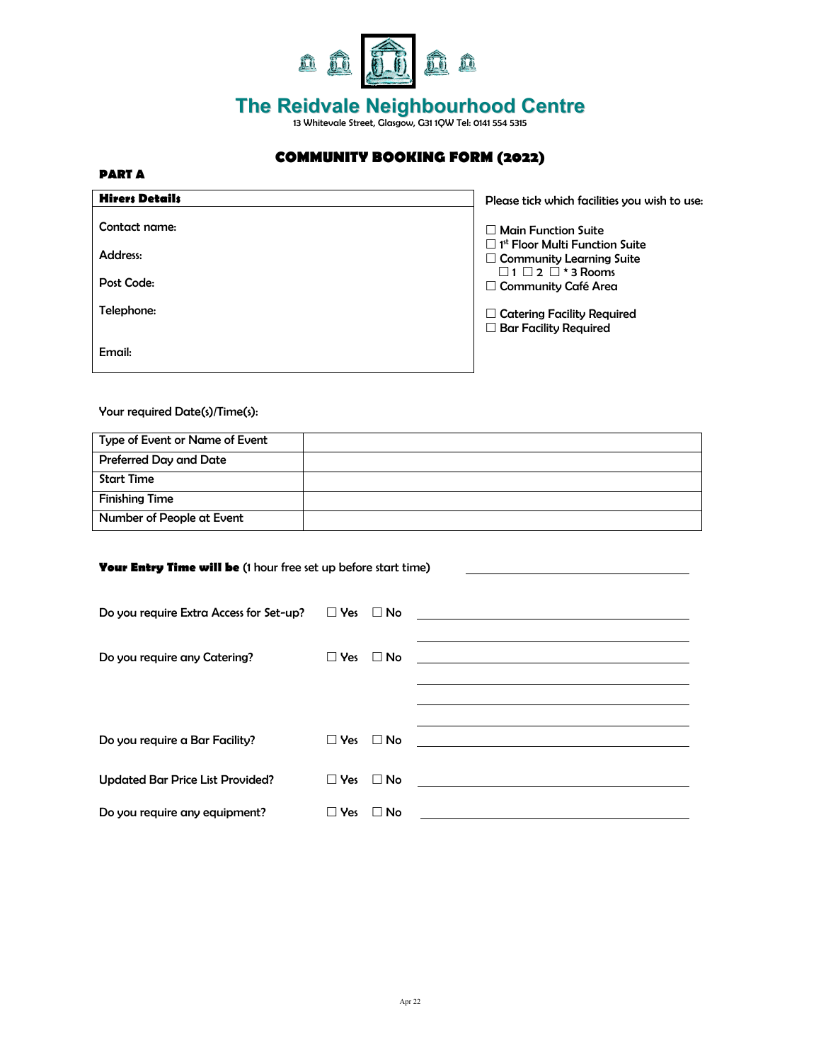# The Reidvale Neighbourhood Centre

13 Whitevale Street, Glasgow, G31 1QW Tel: 0141 554 5315

## COMMUNITY BOOKING FORM (2022)

**PART A**

| **Hirers Details** |
|---|
| Contact name: |
| Address: |
| Post Code: |
| Telephone: |
| Email: |

Please tick which facilities you wish to use:

- ☐ Main Function Suite
- ☐ 1st Floor Multi Function Suite
- ☐ Community Learning Suite
  - ☐ 1 ☐ 2 ☐ * 3 Rooms
- ☐ Community Café Area

- ☐ Catering Facility Required
- ☐ Bar Facility Required

Your required Date(s)/Time(s):

| Type of Event or Name of Event | |
|---|---|
| Preferred Day and Date | |
| Start Time | |
| Finishing Time | |
| Number of People at Event | |

**Your Entry Time will be** (1 hour free set up before start time) ____________________

Do you require Extra Access for Set-up? ☐ Yes ☐ No ____________________

Do you require any Catering? ☐ Yes ☐ No ____________________

Do you require a Bar Facility? ☐ Yes ☐ No ____________________

Updated Bar Price List Provided? ☐ Yes ☐ No ____________________

Do you require any equipment? ☐ Yes ☐ No ____________________

Apr 22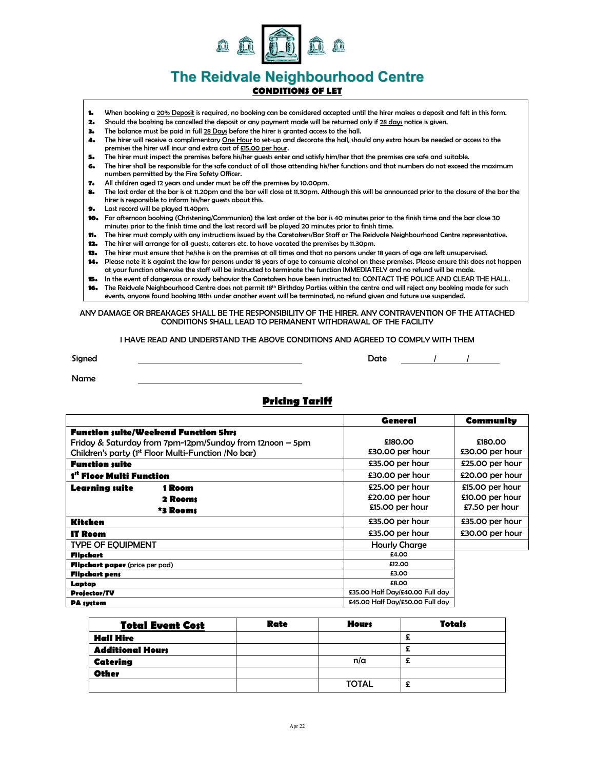# The Reidvale Neighbourhood Centre

## CONDITIONS OF LET

1. When booking a 20% Deposit is required, no booking can be considered accepted until the hirer makes a deposit and felt in this form.
2. Should the booking be cancelled the deposit or any payment made will be returned only if 28 days notice is given.
3. The balance must be paid in full 28 Days before the hirer is granted access to the hall.
4. The hirer will receive a complimentary One Hour to set-up and decorate the hall, should any extra hours be needed or access to the premises the hirer will incur and extra cost of £15.00 per hour.
5. The hirer must inspect the premises before his/her guests enter and satisfy him/her that the premises are safe and suitable.
6. The hirer shall be responsible for the safe conduct of all those attending his/her functions and that numbers do not exceed the maximum numbers permitted by the Fire Safety Officer.
7. All children aged 12 years and under must be off the premises by 10.00pm.
8. The last order at the bar is at 11.20pm and the bar will close at 11.30pm. Although this will be announced prior to the closure of the bar the hirer is responsible to inform his/her guests about this.
9. Last record will be played 11.40pm.
10. For afternoon booking (Christening/Communion) the last order at the bar is 40 minutes prior to the finish time and the bar close 30 minutes prior to the finish time and the last record will be played 20 minutes prior to finish time.
11. The hirer must comply with any instructions issued by the Caretakers/Bar Staff or The Reidvale Neighbourhood Centre representative.
12. The hirer will arrange for all guests, caterers etc. to have vacated the premises by 11.30pm.
13. The hirer must ensure that he/she is on the premises at all times and that no persons under 18 years of age are left unsupervised.
14. Please note it is against the law for persons under 18 years of age to consume alcohol on these premises. Please ensure this does not happen at your function otherwise the staff will be instructed to terminate the function IMMEDIATELY and no refund will be made.
15. In the event of dangerous or rowdy behavior the Caretakers have been instructed to: CONTACT THE POLICE AND CLEAR THE HALL.
16. The Reidvale Neighbourhood Centre does not permit 18th Birthday Parties within the centre and will reject any booking made for such events, anyone found booking 18ths under another event will be terminated, no refund given and future use suspended.

ANY DAMAGE OR BREAKAGES SHALL BE THE RESPONSIBILITY OF THE HIRER. ANY CONTRAVENTION OF THE ATTACHED CONDITIONS SHALL LEAD TO PERMANENT WITHDRAWAL OF THE FACILITY

I HAVE READ AND UNDERSTAND THE ABOVE CONDITIONS AND AGREED TO COMPLY WITH THEM

Signed ____________________ Date ____ / ____ / ____

Name ____________________

## Pricing Tariff

| | General | Community |
|---|---|---|
| **Function suite/Weekend Function 5hrs** Friday & Saturday from 7pm-12pm/Sunday from 12noon – 5pm Children's party (1st Floor Multi-Function /No bar) | £180.00 £30.00 per hour | £180.00 £30.00 per hour |
| **Function suite** | £35.00 per hour | £25.00 per hour |
| **1st Floor Multi Function** | £30.00 per hour | £20.00 per hour |
| **Learning suite** **1 Room** | £25.00 per hour | £15.00 per hour |
| **2 Rooms** | £20.00 per hour | £10.00 per hour |
| **\*3 Rooms** | £15.00 per hour | £7.50 per hour |
| **Kitchen** | £35.00 per hour | £35.00 per hour |
| **IT Room** | £35.00 per hour | £30.00 per hour |
| TYPE OF EQUIPMENT | Hourly Charge | |
| **Flipchart** | £4.00 | |
| **Flipchart paper** (price per pad) | £12.00 | |
| **Flipchart pens** | £3.00 | |
| **Laptop** | £8.00 | |
| **Projector/TV** | £35.00 Half Day/£40.00 Full day | |
| **PA system** | £45.00 Half Day/£50.00 Full day | |

| Total Event Cost | Rate | Hours | Totals |
|---|---|---|---|
| **Hall Hire** | | | £ |
| **Additional Hours** | | | £ |
| **Catering** | | n/a | £ |
| **Other** | | | |
| | | TOTAL | £ |

Apr 22